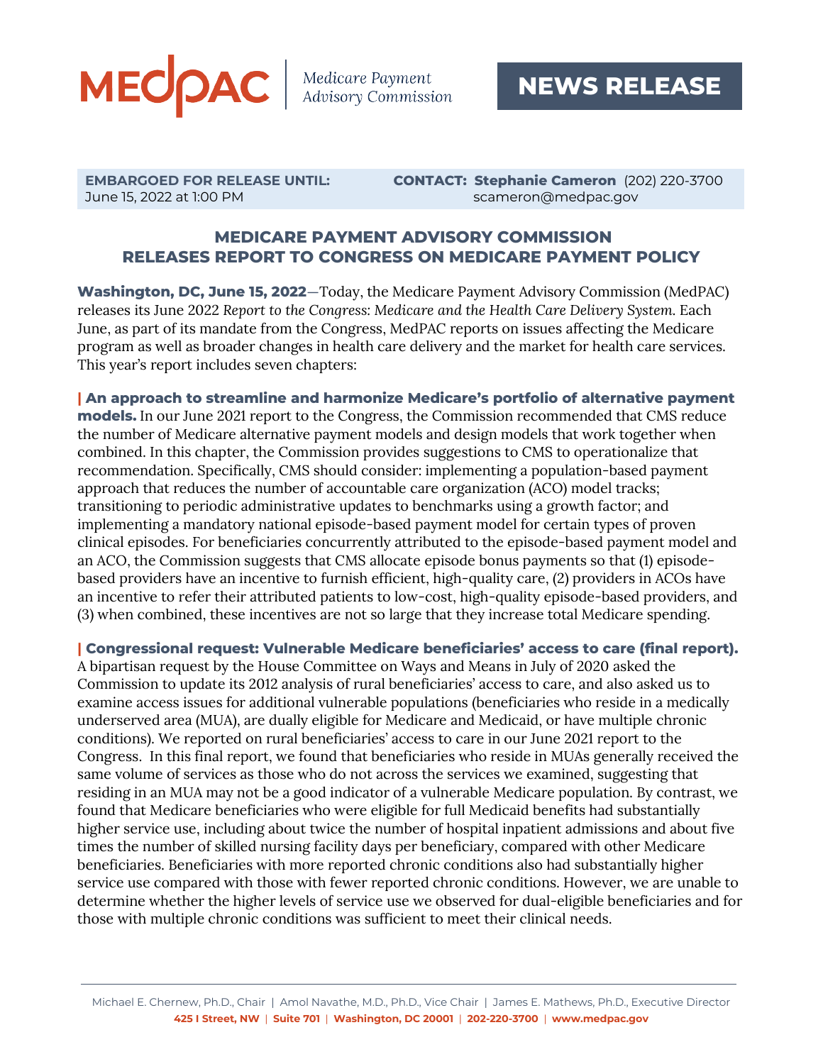MEDPAC | Medicare Payment Advisory Commission

**NEWS RELEASE**

**EMBARGOED FOR RELEASE UNTIL:**
June 15, 2022 at 1:00 PM

**CONTACT: Stephanie Cameron** (202) 220-3700
scameron@medpac.gov

# MEDICARE PAYMENT ADVISORY COMMISSION RELEASES REPORT TO CONGRESS ON MEDICARE PAYMENT POLICY

**Washington, DC, June 15, 2022**—Today, the Medicare Payment Advisory Commission (MedPAC) releases its June 2022 *Report to the Congress: Medicare and the Health Care Delivery System.* Each June, as part of its mandate from the Congress, MedPAC reports on issues affecting the Medicare program as well as broader changes in health care delivery and the market for health care services. This year's report includes seven chapters:

**| An approach to streamline and harmonize Medicare's portfolio of alternative payment models.** In our June 2021 report to the Congress, the Commission recommended that CMS reduce the number of Medicare alternative payment models and design models that work together when combined. In this chapter, the Commission provides suggestions to CMS to operationalize that recommendation. Specifically, CMS should consider: implementing a population-based payment approach that reduces the number of accountable care organization (ACO) model tracks; transitioning to periodic administrative updates to benchmarks using a growth factor; and implementing a mandatory national episode-based payment model for certain types of proven clinical episodes. For beneficiaries concurrently attributed to the episode-based payment model and an ACO, the Commission suggests that CMS allocate episode bonus payments so that (1) episode-based providers have an incentive to furnish efficient, high-quality care, (2) providers in ACOs have an incentive to refer their attributed patients to low-cost, high-quality episode-based providers, and (3) when combined, these incentives are not so large that they increase total Medicare spending.

**| Congressional request: Vulnerable Medicare beneficiaries' access to care (final report).** A bipartisan request by the House Committee on Ways and Means in July of 2020 asked the Commission to update its 2012 analysis of rural beneficiaries' access to care, and also asked us to examine access issues for additional vulnerable populations (beneficiaries who reside in a medically underserved area (MUA), are dually eligible for Medicare and Medicaid, or have multiple chronic conditions). We reported on rural beneficiaries' access to care in our June 2021 report to the Congress. In this final report, we found that beneficiaries who reside in MUAs generally received the same volume of services as those who do not across the services we examined, suggesting that residing in an MUA may not be a good indicator of a vulnerable Medicare population. By contrast, we found that Medicare beneficiaries who were eligible for full Medicaid benefits had substantially higher service use, including about twice the number of hospital inpatient admissions and about five times the number of skilled nursing facility days per beneficiary, compared with other Medicare beneficiaries. Beneficiaries with more reported chronic conditions also had substantially higher service use compared with those with fewer reported chronic conditions. However, we are unable to determine whether the higher levels of service use we observed for dual-eligible beneficiaries and for those with multiple chronic conditions was sufficient to meet their clinical needs.

Michael E. Chernew, Ph.D., Chair | Amol Navathe, M.D., Ph.D., Vice Chair | James E. Mathews, Ph.D., Executive Director
**425 I Street, NW | Suite 701 | Washington, DC 20001 | 202-220-3700 | www.medpac.gov**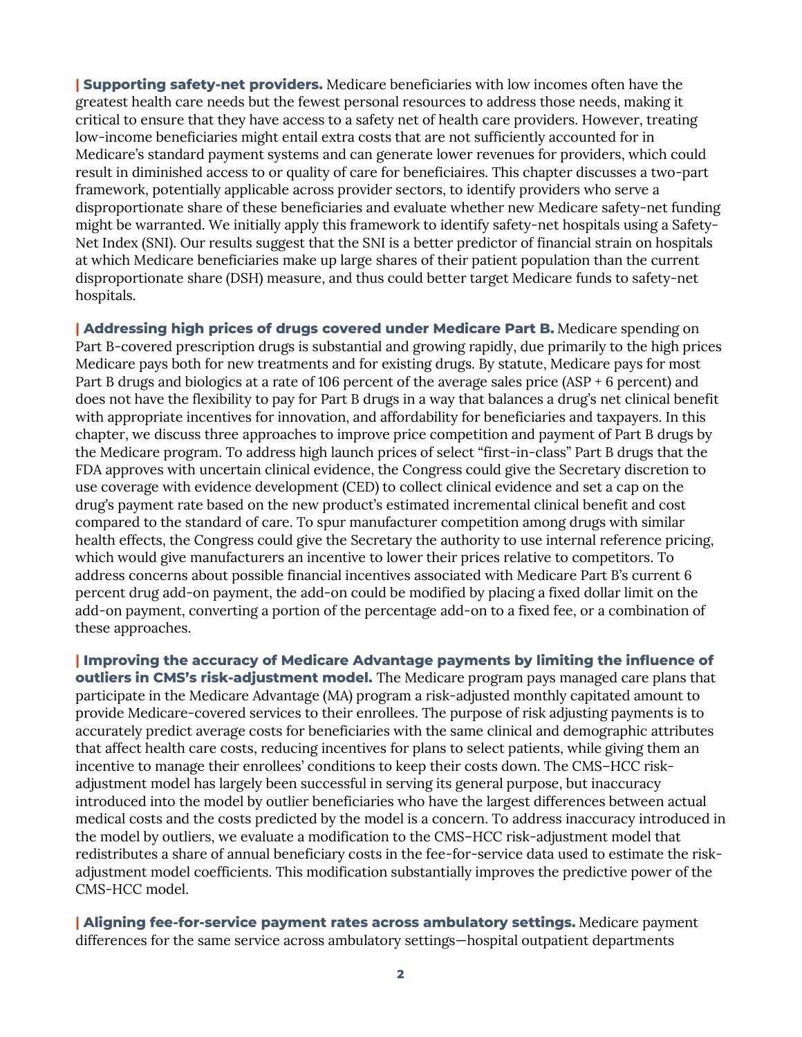**| Supporting safety-net providers.** Medicare beneficiaries with low incomes often have the greatest health care needs but the fewest personal resources to address those needs, making it critical to ensure that they have access to a safety net of health care providers. However, treating low-income beneficiaries might entail extra costs that are not sufficiently accounted for in Medicare's standard payment systems and can generate lower revenues for providers, which could result in diminished access to or quality of care for beneficiaires. This chapter discusses a two-part framework, potentially applicable across provider sectors, to identify providers who serve a disproportionate share of these beneficiaries and evaluate whether new Medicare safety-net funding might be warranted. We initially apply this framework to identify safety-net hospitals using a Safety-Net Index (SNI). Our results suggest that the SNI is a better predictor of financial strain on hospitals at which Medicare beneficiaries make up large shares of their patient population than the current disproportionate share (DSH) measure, and thus could better target Medicare funds to safety-net hospitals.

**| Addressing high prices of drugs covered under Medicare Part B.** Medicare spending on Part B-covered prescription drugs is substantial and growing rapidly, due primarily to the high prices Medicare pays both for new treatments and for existing drugs. By statute, Medicare pays for most Part B drugs and biologics at a rate of 106 percent of the average sales price (ASP + 6 percent) and does not have the flexibility to pay for Part B drugs in a way that balances a drug's net clinical benefit with appropriate incentives for innovation, and affordability for beneficiaries and taxpayers. In this chapter, we discuss three approaches to improve price competition and payment of Part B drugs by the Medicare program. To address high launch prices of select "first-in-class" Part B drugs that the FDA approves with uncertain clinical evidence, the Congress could give the Secretary discretion to use coverage with evidence development (CED) to collect clinical evidence and set a cap on the drug's payment rate based on the new product's estimated incremental clinical benefit and cost compared to the standard of care. To spur manufacturer competition among drugs with similar health effects, the Congress could give the Secretary the authority to use internal reference pricing, which would give manufacturers an incentive to lower their prices relative to competitors. To address concerns about possible financial incentives associated with Medicare Part B's current 6 percent drug add-on payment, the add-on could be modified by placing a fixed dollar limit on the add-on payment, converting a portion of the percentage add-on to a fixed fee, or a combination of these approaches.

**| Improving the accuracy of Medicare Advantage payments by limiting the influence of outliers in CMS's risk-adjustment model.** The Medicare program pays managed care plans that participate in the Medicare Advantage (MA) program a risk-adjusted monthly capitated amount to provide Medicare-covered services to their enrollees. The purpose of risk adjusting payments is to accurately predict average costs for beneficiaries with the same clinical and demographic attributes that affect health care costs, reducing incentives for plans to select patients, while giving them an incentive to manage their enrollees' conditions to keep their costs down. The CMS–HCC risk-adjustment model has largely been successful in serving its general purpose, but inaccuracy introduced into the model by outlier beneficiaries who have the largest differences between actual medical costs and the costs predicted by the model is a concern. To address inaccuracy introduced in the model by outliers, we evaluate a modification to the CMS–HCC risk-adjustment model that redistributes a share of annual beneficiary costs in the fee-for-service data used to estimate the risk-adjustment model coefficients. This modification substantially improves the predictive power of the CMS-HCC model.

**| Aligning fee-for-service payment rates across ambulatory settings.** Medicare payment differences for the same service across ambulatory settings—hospital outpatient departments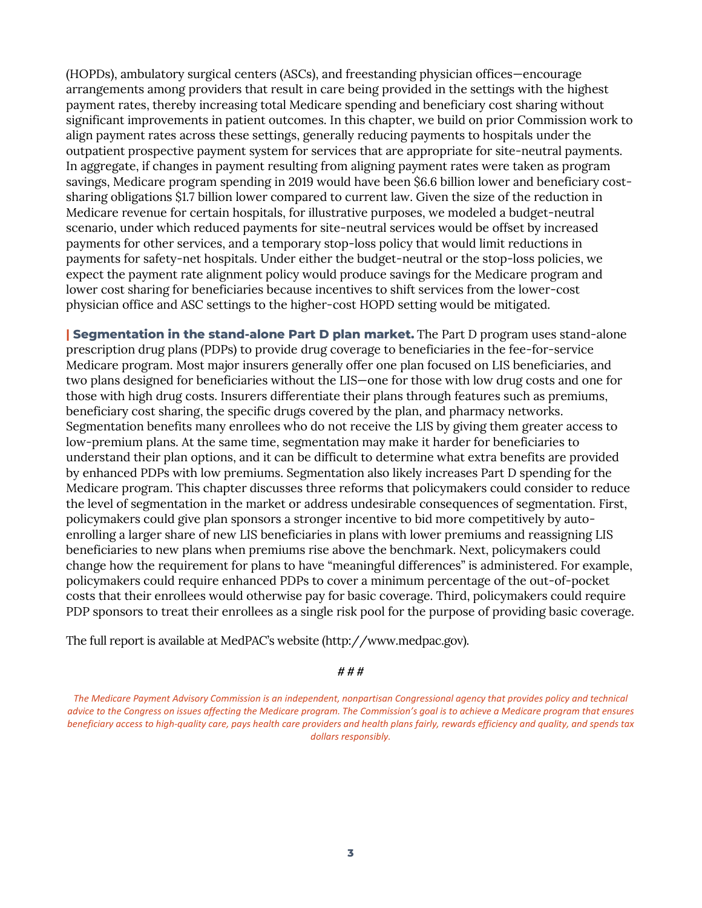(HOPDs), ambulatory surgical centers (ASCs), and freestanding physician offices—encourage arrangements among providers that result in care being provided in the settings with the highest payment rates, thereby increasing total Medicare spending and beneficiary cost sharing without significant improvements in patient outcomes. In this chapter, we build on prior Commission work to align payment rates across these settings, generally reducing payments to hospitals under the outpatient prospective payment system for services that are appropriate for site-neutral payments. In aggregate, if changes in payment resulting from aligning payment rates were taken as program savings, Medicare program spending in 2019 would have been $6.6 billion lower and beneficiary cost-sharing obligations $1.7 billion lower compared to current law. Given the size of the reduction in Medicare revenue for certain hospitals, for illustrative purposes, we modeled a budget-neutral scenario, under which reduced payments for site-neutral services would be offset by increased payments for other services, and a temporary stop-loss policy that would limit reductions in payments for safety-net hospitals. Under either the budget-neutral or the stop-loss policies, we expect the payment rate alignment policy would produce savings for the Medicare program and lower cost sharing for beneficiaries because incentives to shift services from the lower-cost physician office and ASC settings to the higher-cost HOPD setting would be mitigated.

| **Segmentation in the stand-alone Part D plan market.** The Part D program uses stand-alone prescription drug plans (PDPs) to provide drug coverage to beneficiaries in the fee-for-service Medicare program. Most major insurers generally offer one plan focused on LIS beneficiaries, and two plans designed for beneficiaries without the LIS—one for those with low drug costs and one for those with high drug costs. Insurers differentiate their plans through features such as premiums, beneficiary cost sharing, the specific drugs covered by the plan, and pharmacy networks. Segmentation benefits many enrollees who do not receive the LIS by giving them greater access to low-premium plans. At the same time, segmentation may make it harder for beneficiaries to understand their plan options, and it can be difficult to determine what extra benefits are provided by enhanced PDPs with low premiums. Segmentation also likely increases Part D spending for the Medicare program. This chapter discusses three reforms that policymakers could consider to reduce the level of segmentation in the market or address undesirable consequences of segmentation. First, policymakers could give plan sponsors a stronger incentive to bid more competitively by auto-enrolling a larger share of new LIS beneficiaries in plans with lower premiums and reassigning LIS beneficiaries to new plans when premiums rise above the benchmark. Next, policymakers could change how the requirement for plans to have "meaningful differences" is administered. For example, policymakers could require enhanced PDPs to cover a minimum percentage of the out-of-pocket costs that their enrollees would otherwise pay for basic coverage. Third, policymakers could require PDP sponsors to treat their enrollees as a single risk pool for the purpose of providing basic coverage.

The full report is available at MedPAC's website (http://www.medpac.gov).

# # #

*The Medicare Payment Advisory Commission is an independent, nonpartisan Congressional agency that provides policy and technical advice to the Congress on issues affecting the Medicare program. The Commission's goal is to achieve a Medicare program that ensures beneficiary access to high-quality care, pays health care providers and health plans fairly, rewards efficiency and quality, and spends tax dollars responsibly.*